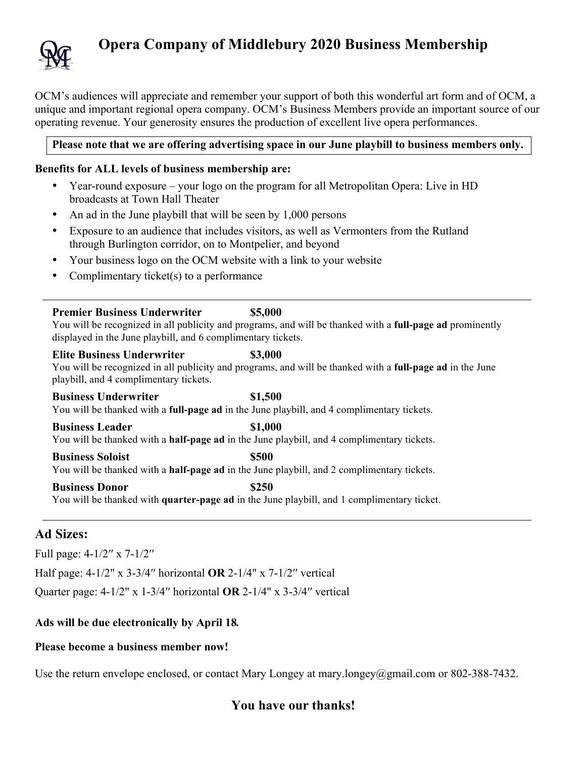# Opera Company of Middlebury 2020 Business Membership

OCM's audiences will appreciate and remember your support of both this wonderful art form and of OCM, a unique and important regional opera company. OCM's Business Members provide an important source of our operating revenue. Your generosity ensures the production of excellent live opera performances.

**Please note that we are offering advertising space in our June playbill to business members only.**

**Benefits for ALL levels of business membership are:**

- Year-round exposure – your logo on the program for all Metropolitan Opera: Live in HD broadcasts at Town Hall Theater
- An ad in the June playbill that will be seen by 1,000 persons
- Exposure to an audience that includes visitors, as well as Vermonters from the Rutland through Burlington corridor, on to Montpelier, and beyond
- Your business logo on the OCM website with a link to your website
- Complimentary ticket(s) to a performance

---

**Premier Business Underwriter $5,000**
You will be recognized in all publicity and programs, and will be thanked with a **full-page ad** prominently displayed in the June playbill, and 6 complimentary tickets.

**Elite Business Underwriter $3,000**
You will be recognized in all publicity and programs, and will be thanked with a **full-page ad** in the June playbill, and 4 complimentary tickets.

**Business Underwriter $1,500**
You will be thanked with a **full-page ad** in the June playbill, and 4 complimentary tickets.

**Business Leader $1,000**
You will be thanked with a **half-page ad** in the June playbill, and 4 complimentary tickets.

**Business Soloist $500**
You will be thanked with a **half-page ad** in the June playbill, and 2 complimentary tickets.

**Business Donor $250**
You will be thanked with **quarter-page ad** in the June playbill, and 1 complimentary ticket.

---

## Ad Sizes:

Full page: 4-1/2″ x 7-1/2″

Half page: 4-1/2" x 3-3/4″ horizontal **OR** 2-1/4" x 7-1/2″ vertical

Quarter page: 4-1/2" x 1-3/4″ horizontal **OR** 2-1/4" x 3-3/4″ vertical

**Ads will be due electronically by April 18.**

**Please become a business member now!**

Use the return envelope enclosed, or contact Mary Longey at mary.longey@gmail.com or 802-388-7432.

**You have our thanks!**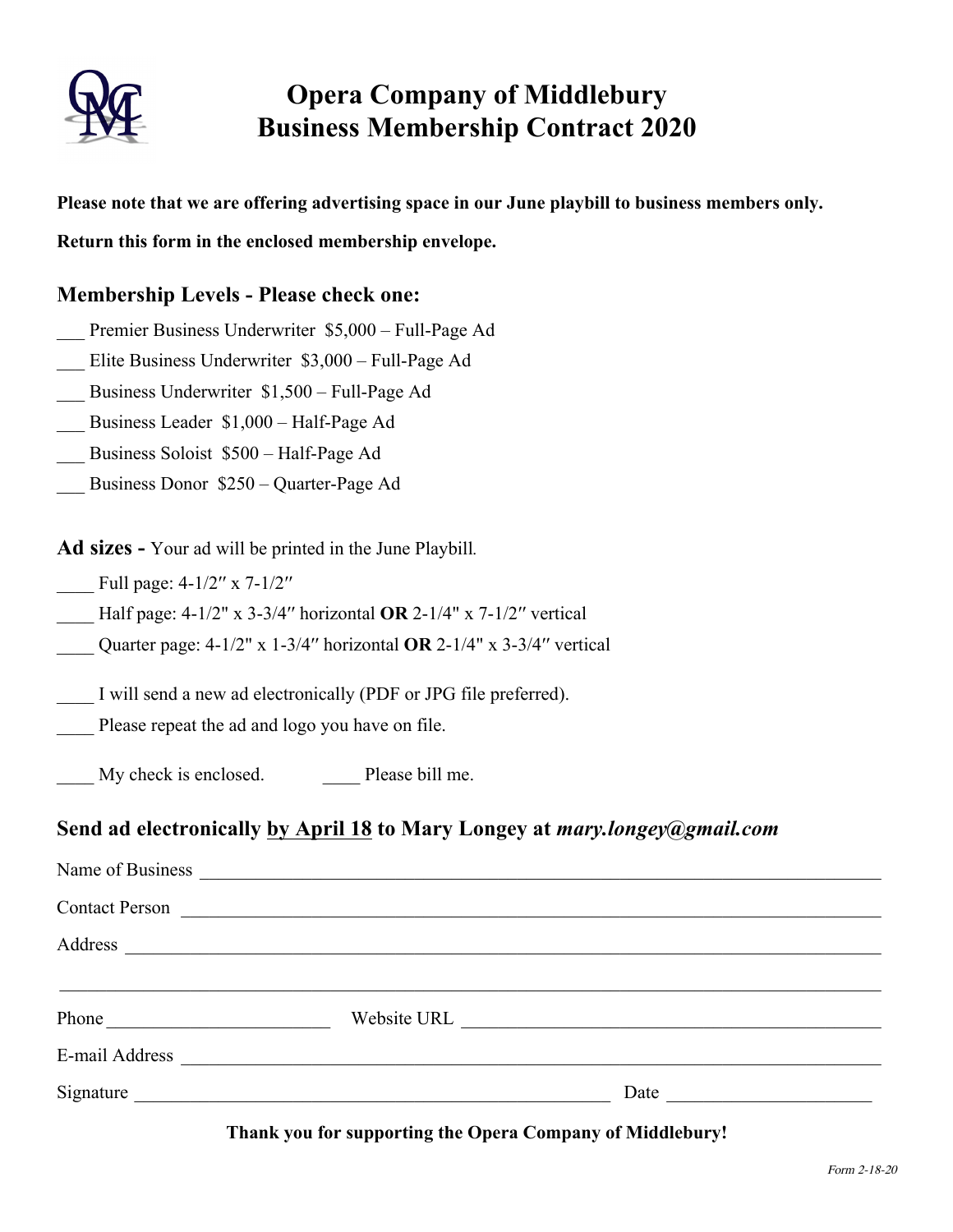# Opera Company of Middlebury
# Business Membership Contract 2020

**Please note that we are offering advertising space in our June playbill to business members only.**

**Return this form in the enclosed membership envelope.**

## Membership Levels - Please check one:

\_\_\_ Premier Business Underwriter $5,000 – Full-Page Ad

\_\_\_ Elite Business Underwriter $3,000 – Full-Page Ad

\_\_\_ Business Underwriter $1,500 – Full-Page Ad

\_\_\_ Business Leader $1,000 – Half-Page Ad

\_\_\_ Business Soloist $500 – Half-Page Ad

\_\_\_ Business Donor $250 – Quarter-Page Ad

**Ad sizes -** Your ad will be printed in the June Playbill.

\_\_\_\_ Full page: 4-1/2″ x 7-1/2″

\_\_\_\_ Half page: 4-1/2" x 3-3/4″ horizontal **OR** 2-1/4" x 7-1/2″ vertical

\_\_\_\_ Quarter page: 4-1/2" x 1-3/4″ horizontal **OR** 2-1/4" x 3-3/4″ vertical

\_\_\_\_ I will send a new ad electronically (PDF or JPG file preferred).

\_\_\_\_ Please repeat the ad and logo you have on file.

\_\_\_\_ My check is enclosed.  \_\_\_\_ Please bill me.

## Send ad electronically <u>by April 18</u> to Mary Longey at *mary.longey@gmail.com*

Name of Business \_\_\_\_\_\_\_\_\_\_\_\_\_\_\_\_\_\_\_\_\_\_\_\_\_\_\_\_\_\_\_\_\_\_\_\_\_\_\_\_

Contact Person \_\_\_\_\_\_\_\_\_\_\_\_\_\_\_\_\_\_\_\_\_\_\_\_\_\_\_\_\_\_\_\_\_\_\_\_\_\_\_\_

Address \_\_\_\_\_\_\_\_\_\_\_\_\_\_\_\_\_\_\_\_\_\_\_\_\_\_\_\_\_\_\_\_\_\_\_\_\_\_\_\_

\_\_\_\_\_\_\_\_\_\_\_\_\_\_\_\_\_\_\_\_\_\_\_\_\_\_\_\_\_\_\_\_\_\_\_\_\_\_\_\_

Phone \_\_\_\_\_\_\_\_\_\_\_\_\_\_\_\_\_\_\_\_ Website URL \_\_\_\_\_\_\_\_\_\_\_\_\_\_\_\_\_\_\_\_\_\_\_\_\_\_\_\_

E-mail Address \_\_\_\_\_\_\_\_\_\_\_\_\_\_\_\_\_\_\_\_\_\_\_\_\_\_\_\_\_\_\_\_\_\_\_\_\_\_\_\_

Signature \_\_\_\_\_\_\_\_\_\_\_\_\_\_\_\_\_\_\_\_\_\_\_\_\_\_\_\_\_\_\_\_ Date \_\_\_\_\_\_\_\_\_\_\_\_\_\_\_\_\_\_

**Thank you for supporting the Opera Company of Middlebury!**

*Form 2-18-20*